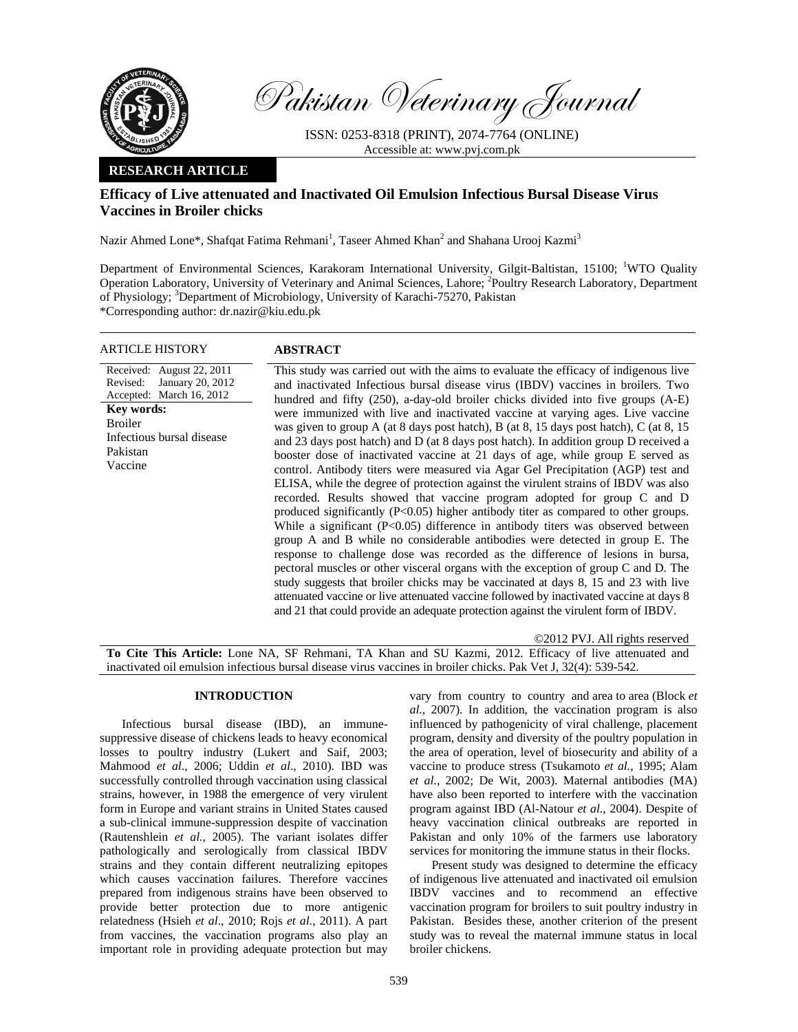Pakistan Veterinary Journal

ISSN: 0253-8318 (PRINT), 2074-7764 (ONLINE)
Accessible at: www.pvj.com.pk

**RESEARCH ARTICLE**

# Efficacy of Live attenuated and Inactivated Oil Emulsion Infectious Bursal Disease Virus Vaccines in Broiler chicks

Nazir Ahmed Lone*, Shafqat Fatima Rehmani[1], Taseer Ahmed Khan[2] and Shahana Urooj Kazmi[3]

Department of Environmental Sciences, Karakoram International University, Gilgit-Baltistan, 15100; [1]WTO Quality Operation Laboratory, University of Veterinary and Animal Sciences, Lahore; [2]Poultry Research Laboratory, Department of Physiology; [3]Department of Microbiology, University of Karachi-75270, Pakistan
*Corresponding author: dr.nazir@kiu.edu.pk

**ARTICLE HISTORY**

Received: August 22, 2011
Revised: January 20, 2012
Accepted: March 16, 2012

**Key words:**
Broiler
Infectious bursal disease
Pakistan
Vaccine

**ABSTRACT**

This study was carried out with the aims to evaluate the efficacy of indigenous live and inactivated Infectious bursal disease virus (IBDV) vaccines in broilers. Two hundred and fifty (250), a-day-old broiler chicks divided into five groups (A-E) were immunized with live and inactivated vaccine at varying ages. Live vaccine was given to group A (at 8 days post hatch), B (at 8, 15 days post hatch), C (at 8, 15 and 23 days post hatch) and D (at 8 days post hatch). In addition group D received a booster dose of inactivated vaccine at 21 days of age, while group E served as control. Antibody titers were measured via Agar Gel Precipitation (AGP) test and ELISA, while the degree of protection against the virulent strains of IBDV was also recorded. Results showed that vaccine program adopted for group C and D produced significantly ($P<0.05$) higher antibody titer as compared to other groups. While a significant ($P<0.05$) difference in antibody titers was observed between group A and B while no considerable antibodies were detected in group E. The response to challenge dose was recorded as the difference of lesions in bursa, pectoral muscles or other visceral organs with the exception of group C and D. The study suggests that broiler chicks may be vaccinated at days 8, 15 and 23 with live attenuated vaccine or live attenuated vaccine followed by inactivated vaccine at days 8 and 21 that could provide an adequate protection against the virulent form of IBDV.

©2012 PVJ. All rights reserved

**To Cite This Article:** Lone NA, SF Rehmani, TA Khan and SU Kazmi, 2012. Efficacy of live attenuated and inactivated oil emulsion infectious bursal disease virus vaccines in broiler chicks. Pak Vet J, 32(4): 539-542.

## INTRODUCTION

Infectious bursal disease (IBD), an immune-suppressive disease of chickens leads to heavy economical losses to poultry industry (Lukert and Saif, 2003; Mahmood *et al*., 2006; Uddin *et al*., 2010). IBD was successfully controlled through vaccination using classical strains, however, in 1988 the emergence of very virulent form in Europe and variant strains in United States caused a sub-clinical immune-suppression despite of vaccination (Rautenshlein *et al.,* 2005). The variant isolates differ pathologically and serologically from classical IBDV strains and they contain different neutralizing epitopes which causes vaccination failures. Therefore vaccines prepared from indigenous strains have been observed to provide better protection due to more antigenic relatedness (Hsieh *et al*., 2010; Rojs *et al.,* 2011). A part from vaccines, the vaccination programs also play an important role in providing adequate protection but may vary from country to country and area to area (Block *et al.,* 2007). In addition, the vaccination program is also influenced by pathogenicity of viral challenge, placement program, density and diversity of the poultry population in the area of operation, level of biosecurity and ability of a vaccine to produce stress (Tsukamoto *et al.,* 1995; Alam *et al.*, 2002; De Wit, 2003). Maternal antibodies (MA) have also been reported to interfere with the vaccination program against IBD (Al-Natour *et al.*, 2004). Despite of heavy vaccination clinical outbreaks are reported in Pakistan and only 10% of the farmers use laboratory services for monitoring the immune status in their flocks.

Present study was designed to determine the efficacy of indigenous live attenuated and inactivated oil emulsion IBDV vaccines and to recommend an effective vaccination program for broilers to suit poultry industry in Pakistan. Besides these, another criterion of the present study was to reveal the maternal immune status in local broiler chickens.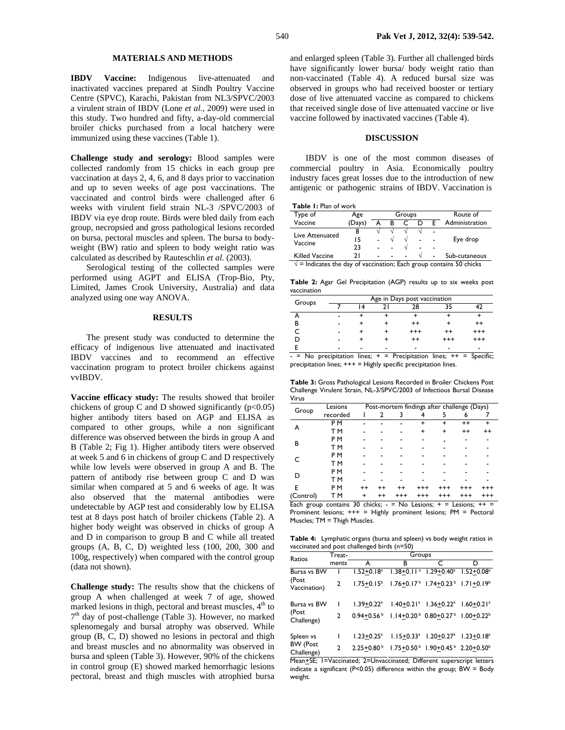## MATERIALS AND METHODS

**IBDV Vaccine:** Indigenous live-attenuated and inactivated vaccines prepared at Sindh Poultry Vaccine Centre (SPVC), Karachi, Pakistan from NL3/SPVC/2003 a virulent strain of IBDV (Lone *et al.,* 2009) were used in this study. Two hundred and fifty, a-day-old commercial broiler chicks purchased from a local hatchery were immunized using these vaccines (Table 1).

**Challenge study and serology:** Blood samples were collected randomly from 15 chicks in each group pre vaccination at days 2, 4, 6, and 8 days prior to vaccination and up to seven weeks of age post vaccinations. The vaccinated and control birds were challenged after 6 weeks with virulent field strain NL-3 /SPVC/2003 of IBDV via eye drop route. Birds were bled daily from each group, necropsied and gross pathological lesions recorded on bursa, pectoral muscles and spleen. The bursa to body-weight (BW) ratio and spleen to body weight ratio was calculated as described by Rauteschlin *et al.* (2003).

Serological testing of the collected samples were performed using AGPT and ELISA (Trop-Bio, Pty, Limited, James Crook University, Australia) and data analyzed using one way ANOVA.

## RESULTS

The present study was conducted to determine the efficacy of indigenous live attenuated and inactivated IBDV vaccines and to recommend an effective vaccination program to protect broiler chickens against vvIBDV.

**Vaccine efficacy study:** The results showed that broiler chickens of group C and D showed significantly ($p<0.05$) higher antibody titers based on AGP and ELISA as compared to other groups, while a non significant difference was observed between the birds in group A and B (Table 2; Fig 1). Higher antibody titers were observed at week 5 and 6 in chickens of group C and D respectively while low levels were observed in group A and B. The pattern of antibody rise between group C and D was similar when compared at 5 and 6 weeks of age. It was also observed that the maternal antibodies were undetectable by AGP test and considerably low by ELISA test at 8 days post hatch of broiler chickens (Table 2). A higher body weight was observed in chicks of group A and D in comparison to group B and C while all treated groups (A, B, C, D) weighted less (100, 200, 300 and 100g, respectively) when compared with the control group (data not shown).

**Challenge study:** The results show that the chickens of group A when challenged at week 7 of age, showed marked lesions in thigh, pectoral and breast muscles, 4th to 7th day of post-challenge (Table 3). However, no marked splenomegaly and bursal atrophy was observed. While group (B, C, D) showed no lesions in pectoral and thigh and breast muscles and no abnormality was observed in bursa and spleen (Table 3). However, 90% of the chickens in control group (E) showed marked hemorrhagic lesions pectoral, breast and thigh muscles with atrophied bursa and enlarged spleen (Table 3). Further all challenged birds have significantly lower bursa/ body weight ratio than non-vaccinated (Table 4). A reduced bursal size was observed in groups who had received booster or tertiary dose of live attenuated vaccine as compared to chickens that received single dose of live attenuated vaccine or live vaccine followed by inactivated vaccines (Table 4).

## DISCUSSION

IBDV is one of the most common diseases of commercial poultry in Asia. Economically poultry industry faces great losses due to the introduction of new antigenic or pathogenic strains of IBDV. Vaccination is

**Table 1:** Plan of work

| Type of Vaccine | Age (Days) | A | B | C | D | E | Route of Administration |
|---|---|---|---|---|---|---|---|
| Live Attenuated Vaccine | 8 | √ | √ | √ | √ | - | Eye drop |
| | 15 | - | √ | √ | - | - | |
| | 23 | - | - | √ | - | - | |
| Killed Vaccine | 21 | - | - | - | √ | - | Sub-cutaneous |

√ = Indicates the day of vaccination; Each group contains 50 chicks

**Table 2:** Agar Gel Precipitation (AGP) results up to six weeks post vaccination

| Groups | Age in Days post vaccination | | | | | |
|---|---|---|---|---|---|---|
| | 7 | 14 | 21 | 28 | 35 | 42 |
| A | - | + | + | + | + | + |
| B | - | + | + | ++ | + | ++ |
| C | - | + | + | +++ | ++ | +++ |
| D | - | + | + | ++ | +++ | +++ |
| E | - | - | - | - | - | - |

- = No precipitation lines; + = Precipitation lines; ++ = Specific; precipitation lines; +++ = Highly specific precipitation lines.

**Table 3:** Gross Pathological Lesions Recorded in Broiler Chickens Post Challenge Virulent Strain, NL-3/SPVC/2003 of Infectious Bursal Disease Virus

| Group | Lesions recorded | Post-mortem findings after challenge (Days) | | | | | | |
|---|---|---|---|---|---|---|---|---|
| | | 1 | 2 | 3 | 4 | 5 | 6 | 7 |
| A | P M | - | - | - | + | + | ++ | + |
| | T M | - | - | - | + | + | ++ | ++ |
| B | P M | - | - | - | - | + | - | - |
| | T M | - | - | - | - | - | - | - |
| C | P M | - | - | - | - | - | - | - |
| | T M | - | - | - | - | - | - | - |
| D | P M | - | - | - | - | - | - | - |
| | T M | - | - | - | - | - | - | - |
| E (Control) | P M | ++ | ++ | ++ | +++ | +++ | +++ | +++ |
| | T M | + | ++ | +++ | +++ | +++ | +++ | +++ |

Each group contains 30 chicks; - = No Lesions; + = Lesions; ++ = Prominent lesions; +++ = Highly prominent lesions; PM = Pectoral Muscles; TM = Thigh Muscles.

**Table 4:** Lymphatic organs (bursa and spleen) vs body weight ratios in vaccinated and post challenged birds (n=50)

| Ratios | Treat-ments | Groups | | | |
|---|---|---|---|---|---|
| | | A | B | C | D |
| Bursa vs BW (Post Vaccination) | 1 | $1.52 \pm 0.18^a$ | $1.38 \pm 0.11^a$ | $1.29 \pm 0.40^a$ | $1.52 \pm 0.08^a$ |
| | 2 | $1.75 \pm 0.15^b$ | $1.76 \pm 0.17^b$ | $1.74 \pm 0.23^b$ | $1.71 \pm 0.19^b$ |
| Bursa vs BW (Post Challenge) | 1 | $1.39 \pm 0.22^a$ | $1.40 \pm 0.21^a$ | $1.36 \pm 0.22^a$ | $1.60 \pm 0.21^a$ |
| | 2 | $0.94 \pm 0.56^b$ | $1.14 \pm 0.20^b$ | $0.80 \pm 0.27^b$ | $1.00 \pm 0.22^b$ |
| Spleen vs BW (Post Challenge) | 1 | $1.23 \pm 0.25^a$ | $1.15 \pm 0.33^a$ | $1.20 \pm 0.27^a$ | $1.23 \pm 0.18^a$ |
| | 2 | $2.25 \pm 0.80^b$ | $1.75 \pm 0.50^b$ | $1.90 \pm 0.45^b$ | $2.20 \pm 0.50^b$ |

Mean±SE; 1=Vaccinated; 2=Unvaccinated; Different superscript letters indicate a significant ($P<0.05$) difference within the group; BW = Body weight.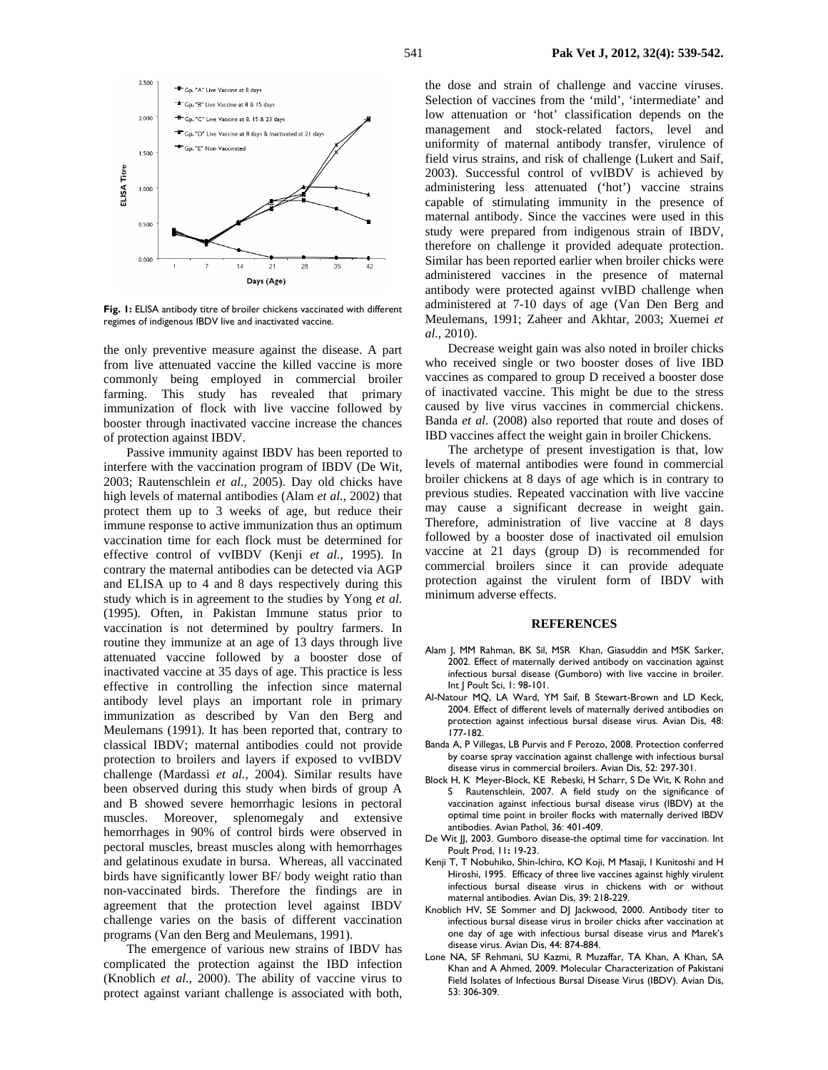Fig. 1: ELISA antibody titre of broiler chickens vaccinated with different regimes of indigenous IBDV live and inactivated vaccine.

the only preventive measure against the disease. A part from live attenuated vaccine the killed vaccine is more commonly being employed in commercial broiler farming. This study has revealed that primary immunization of flock with live vaccine followed by booster through inactivated vaccine increase the chances of protection against IBDV.

Passive immunity against IBDV has been reported to interfere with the vaccination program of IBDV (De Wit, 2003; Rautenschlein *et al.,* 2005). Day old chicks have high levels of maternal antibodies (Alam *et al.,* 2002) that protect them up to 3 weeks of age, but reduce their immune response to active immunization thus an optimum vaccination time for each flock must be determined for effective control of vvIBDV (Kenji *et al.,* 1995). In contrary the maternal antibodies can be detected via AGP and ELISA up to 4 and 8 days respectively during this study which is in agreement to the studies by Yong *et al.* (1995). Often, in Pakistan Immune status prior to vaccination is not determined by poultry farmers. In routine they immunize at an age of 13 days through live attenuated vaccine followed by a booster dose of inactivated vaccine at 35 days of age. This practice is less effective in controlling the infection since maternal antibody level plays an important role in primary immunization as described by Van den Berg and Meulemans (1991). It has been reported that, contrary to classical IBDV; maternal antibodies could not provide protection to broilers and layers if exposed to vvIBDV challenge (Mardassi *et al.,* 2004). Similar results have been observed during this study when birds of group A and B showed severe hemorrhagic lesions in pectoral muscles. Moreover, splenomegaly and extensive hemorrhages in 90% of control birds were observed in pectoral muscles, breast muscles along with hemorrhages and gelatinous exudate in bursa. Whereas, all vaccinated birds have significantly lower BF/ body weight ratio than non-vaccinated birds. Therefore the findings are in agreement that the protection level against IBDV challenge varies on the basis of different vaccination programs (Van den Berg and Meulemans, 1991).

The emergence of various new strains of IBDV has complicated the protection against the IBD infection (Knoblich *et al.,* 2000). The ability of vaccine virus to protect against variant challenge is associated with both, the dose and strain of challenge and vaccine viruses. Selection of vaccines from the 'mild', 'intermediate' and low attenuation or 'hot' classification depends on the management and stock-related factors, level and uniformity of maternal antibody transfer, virulence of field virus strains, and risk of challenge (Lukert and Saif, 2003). Successful control of vvIBDV is achieved by administering less attenuated ('hot') vaccine strains capable of stimulating immunity in the presence of maternal antibody. Since the vaccines were used in this study were prepared from indigenous strain of IBDV, therefore on challenge it provided adequate protection. Similar has been reported earlier when broiler chicks were administered vaccines in the presence of maternal antibody were protected against vvIBD challenge when administered at 7-10 days of age (Van Den Berg and Meulemans, 1991; Zaheer and Akhtar, 2003; Xuemei *et al.,* 2010).

Decrease weight gain was also noted in broiler chicks who received single or two booster doses of live IBD vaccines as compared to group D received a booster dose of inactivated vaccine. This might be due to the stress caused by live virus vaccines in commercial chickens. Banda *et al.* (2008) also reported that route and doses of IBD vaccines affect the weight gain in broiler Chickens.

The archetype of present investigation is that, low levels of maternal antibodies were found in commercial broiler chickens at 8 days of age which is in contrary to previous studies. Repeated vaccination with live vaccine may cause a significant decrease in weight gain. Therefore, administration of live vaccine at 8 days followed by a booster dose of inactivated oil emulsion vaccine at 21 days (group D) is recommended for commercial broilers since it can provide adequate protection against the virulent form of IBDV with minimum adverse effects.

## REFERENCES

Alam J, MM Rahman, BK Sil, MSR Khan, Giasuddin and MSK Sarker, 2002. Effect of maternally derived antibody on vaccination against infectious bursal disease (Gumboro) with live vaccine in broiler. Int J Poult Sci, 1: 98-101.

Al-Natour MQ, LA Ward, YM Saif, B Stewart-Brown and LD Keck, 2004. Effect of different levels of maternally derived antibodies on protection against infectious bursal disease virus. Avian Dis, 48: 177-182.

Banda A, P Villegas, LB Purvis and F Perozo, 2008. Protection conferred by coarse spray vaccination against challenge with infectious bursal disease virus in commercial broilers. Avian Dis, 52: 297-301.

Block H, K Meyer-Block, KE Rebeski, H Scharr, S De Wit, K Rohn and S Rautenschlein, 2007. A field study on the significance of vaccination against infectious bursal disease virus (IBDV) at the optimal time point in broiler flocks with maternally derived IBDV antibodies. Avian Pathol, 36: 401-409.

De Wit JJ, 2003. Gumboro disease-the optimal time for vaccination. Int Poult Prod, 11: 19-23.

Kenji T, T Nobuhiko, Shin-Ichiro, KO Koji, M Masaji, I Kunitoshi and H Hiroshi, 1995. Efficacy of three live vaccines against highly virulent infectious bursal disease virus in chickens with or without maternal antibodies. Avian Dis, 39: 218-229.

Knoblich HV, SE Sommer and DJ Jackwood, 2000. Antibody titer to infectious bursal disease virus in broiler chicks after vaccination at one day of age with infectious bursal disease virus and Marek's disease virus. Avian Dis, 44: 874-884.

Lone NA, SF Rehmani, SU Kazmi, R Muzaffar, TA Khan, A Khan, SA Khan and A Ahmed, 2009. Molecular Characterization of Pakistani Field Isolates of Infectious Bursal Disease Virus (IBDV). Avian Dis, 53: 306-309.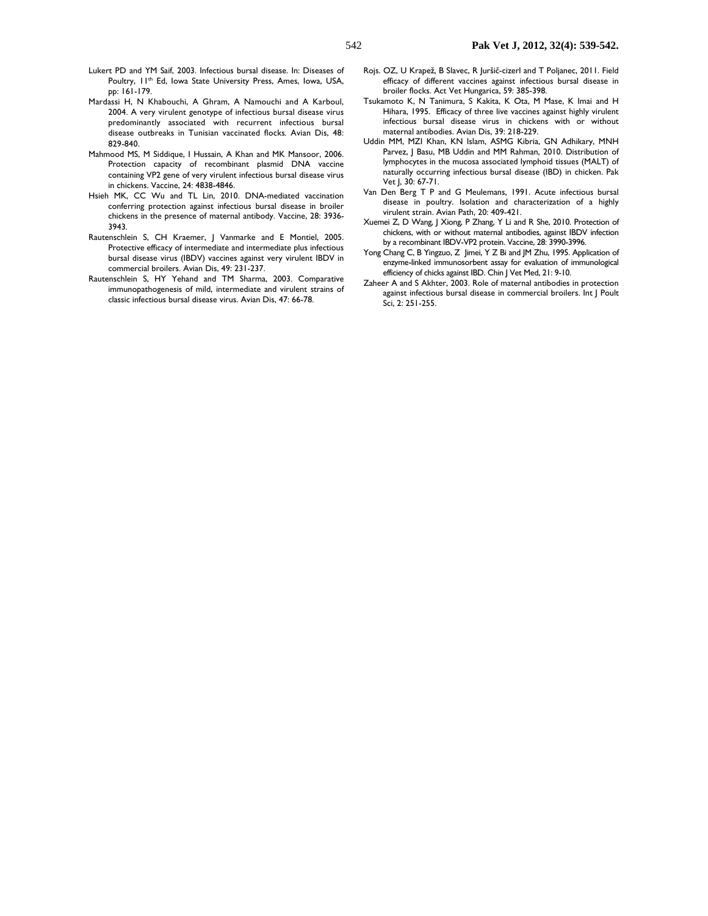Lukert PD and YM Saif, 2003. Infectious bursal disease. In: Diseases of Poultry, 11th Ed, Iowa State University Press, Ames, Iowa, USA, pp: 161-179.

Mardassi H, N Khabouchi, A Ghram, A Namouchi and A Karboul, 2004. A very virulent genotype of infectious bursal disease virus predominantly associated with recurrent infectious bursal disease outbreaks in Tunisian vaccinated flocks. Avian Dis, 48: 829-840.

Mahmood MS, M Siddique, I Hussain, A Khan and MK Mansoor, 2006. Protection capacity of recombinant plasmid DNA vaccine containing VP2 gene of very virulent infectious bursal disease virus in chickens. Vaccine, 24: 4838-4846.

Hsieh MK, CC Wu and TL Lin, 2010. DNA-mediated vaccination conferring protection against infectious bursal disease in broiler chickens in the presence of maternal antibody. Vaccine, 28: 3936-3943.

Rautenschlein S, CH Kraemer, J Vanmarke and E Montiel, 2005. Protective efficacy of intermediate and intermediate plus infectious bursal disease virus (IBDV) vaccines against very virulent IBDV in commercial broilers. Avian Dis, 49: 231-237.

Rautenschlein S, HY Yehand and TM Sharma, 2003. Comparative immunopathogenesis of mild, intermediate and virulent strains of classic infectious bursal disease virus. Avian Dis, 47: 66-78.

Rojs. OZ, U Krapež, B Slavec, R Juršič-cizerl and T Poljanec, 2011. Field efficacy of different vaccines against infectious bursal disease in broiler flocks. Act Vet Hungarica, 59: 385-398.

Tsukamoto K, N Tanimura, S Kakita, K Ota, M Mase, K Imai and H Hihara, 1995. Efficacy of three live vaccines against highly virulent infectious bursal disease virus in chickens with or without maternal antibodies. Avian Dis, 39: 218-229.

Uddin MM, MZI Khan, KN Islam, ASMG Kibria, GN Adhikary, MNH Parvez, J Basu, MB Uddin and MM Rahman, 2010. Distribution of lymphocytes in the mucosa associated lymphoid tissues (MALT) of naturally occurring infectious bursal disease (IBD) in chicken. Pak Vet J, 30: 67-71.

Van Den Berg T P and G Meulemans, 1991. Acute infectious bursal disease in poultry. Isolation and characterization of a highly virulent strain. Avian Path, 20: 409-421.

Xuemei Z, D Wang, J Xiong, P Zhang, Y Li and R She, 2010. Protection of chickens, with or without maternal antibodies, against IBDV infection by a recombinant IBDV-VP2 protein. Vaccine, 28: 3990-3996.

Yong Chang C, B Yingzuo, Z Jimei, Y Z Bi and JM Zhu, 1995. Application of enzyme-linked immunosorbent assay for evaluation of immunological efficiency of chicks against IBD. Chin J Vet Med, 21: 9-10.

Zaheer A and S Akhter, 2003. Role of maternal antibodies in protection against infectious bursal disease in commercial broilers. Int J Poult Sci, 2: 251-255.